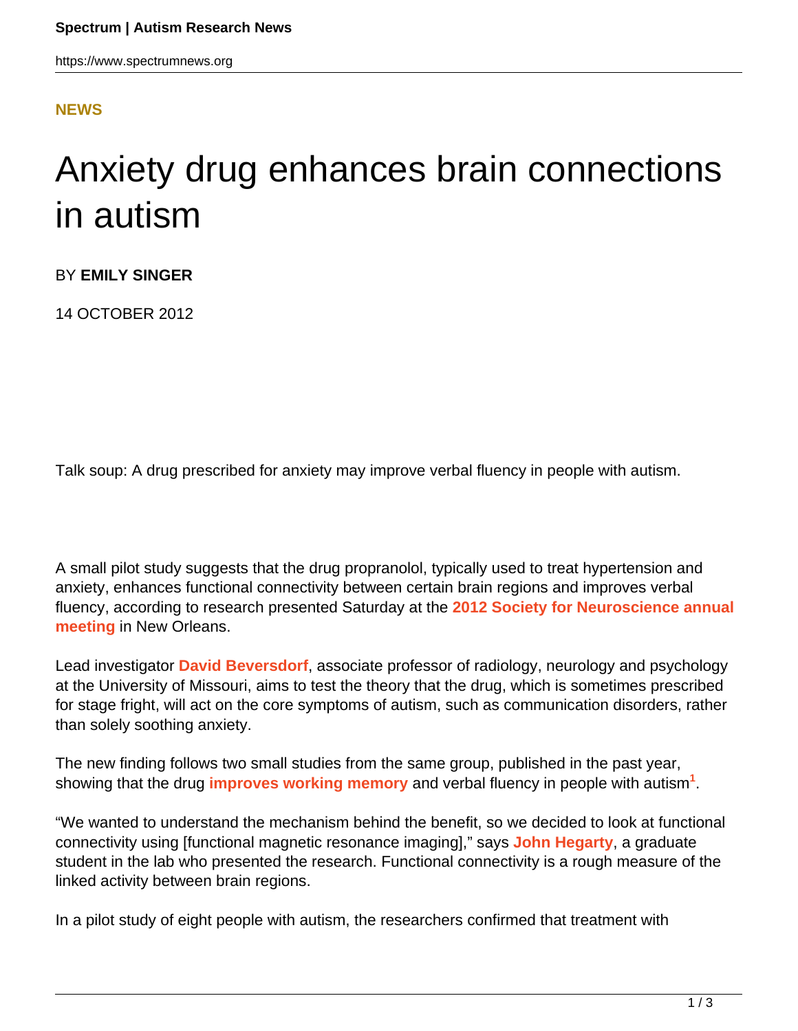**NEWS**

# Anxiety drug enhances brain connections in autism

BY **EMILY SINGER**

14 OCTOBER 2012

Talk soup: A drug prescribed for anxiety may improve verbal fluency in people with autism.

A small pilot study suggests that the drug propranolol, typically used to treat hypertension and anxiety, enhances functional connectivity between certain brain regions and improves verbal fluency, according to research presented Saturday at the **2012 Society for Neuroscience annual meeting** in New Orleans.

Lead investigator **David Beversdorf**, associate professor of radiology, neurology and psychology at the University of Missouri, aims to test the theory that the drug, which is sometimes prescribed for stage fright, will act on the core symptoms of autism, such as communication disorders, rather than solely soothing anxiety.

The new finding follows two small studies from the same group, published in the past year, showing that the drug **improves working memory** and verbal fluency in people with autism[1].

"We wanted to understand the mechanism behind the benefit, so we decided to look at functional connectivity using [functional magnetic resonance imaging]," says **John Hegarty**, a graduate student in the lab who presented the research. Functional connectivity is a rough measure of the linked activity between brain regions.

In a pilot study of eight people with autism, the researchers confirmed that treatment with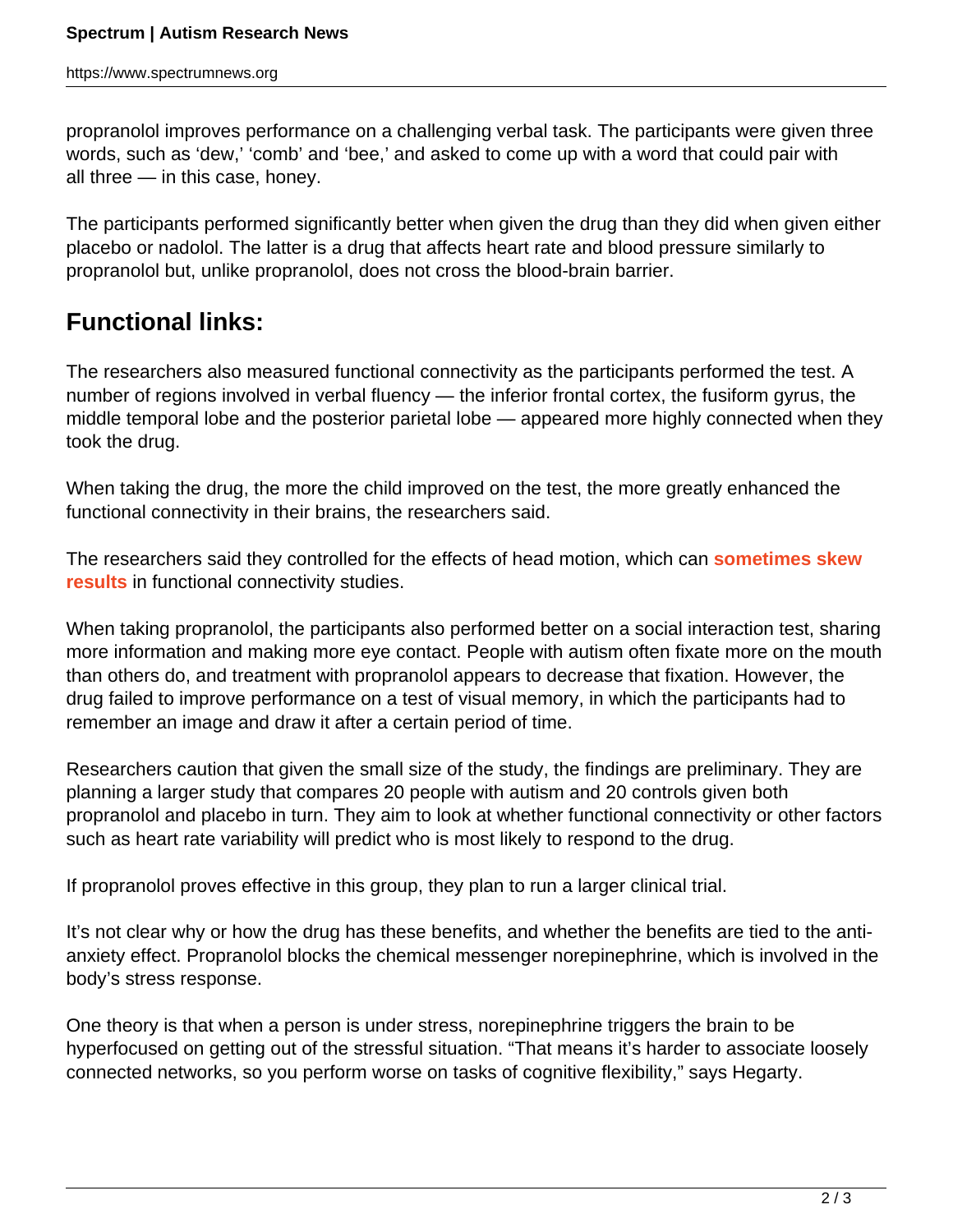propranolol improves performance on a challenging verbal task. The participants were given three words, such as 'dew,' 'comb' and 'bee,' and asked to come up with a word that could pair with all three — in this case, honey.

The participants performed significantly better when given the drug than they did when given either placebo or nadolol. The latter is a drug that affects heart rate and blood pressure similarly to propranolol but, unlike propranolol, does not cross the blood-brain barrier.

## Functional links:

The researchers also measured functional connectivity as the participants performed the test. A number of regions involved in verbal fluency — the inferior frontal cortex, the fusiform gyrus, the middle temporal lobe and the posterior parietal lobe — appeared more highly connected when they took the drug.

When taking the drug, the more the child improved on the test, the more greatly enhanced the functional connectivity in their brains, the researchers said.

The researchers said they controlled for the effects of head motion, which can **sometimes skew results** in functional connectivity studies.

When taking propranolol, the participants also performed better on a social interaction test, sharing more information and making more eye contact. People with autism often fixate more on the mouth than others do, and treatment with propranolol appears to decrease that fixation. However, the drug failed to improve performance on a test of visual memory, in which the participants had to remember an image and draw it after a certain period of time.

Researchers caution that given the small size of the study, the findings are preliminary. They are planning a larger study that compares 20 people with autism and 20 controls given both propranolol and placebo in turn. They aim to look at whether functional connectivity or other factors such as heart rate variability will predict who is most likely to respond to the drug.

If propranolol proves effective in this group, they plan to run a larger clinical trial.

It's not clear why or how the drug has these benefits, and whether the benefits are tied to the anti-anxiety effect. Propranolol blocks the chemical messenger norepinephrine, which is involved in the body's stress response.

One theory is that when a person is under stress, norepinephrine triggers the brain to be hyperfocused on getting out of the stressful situation. "That means it's harder to associate loosely connected networks, so you perform worse on tasks of cognitive flexibility," says Hegarty.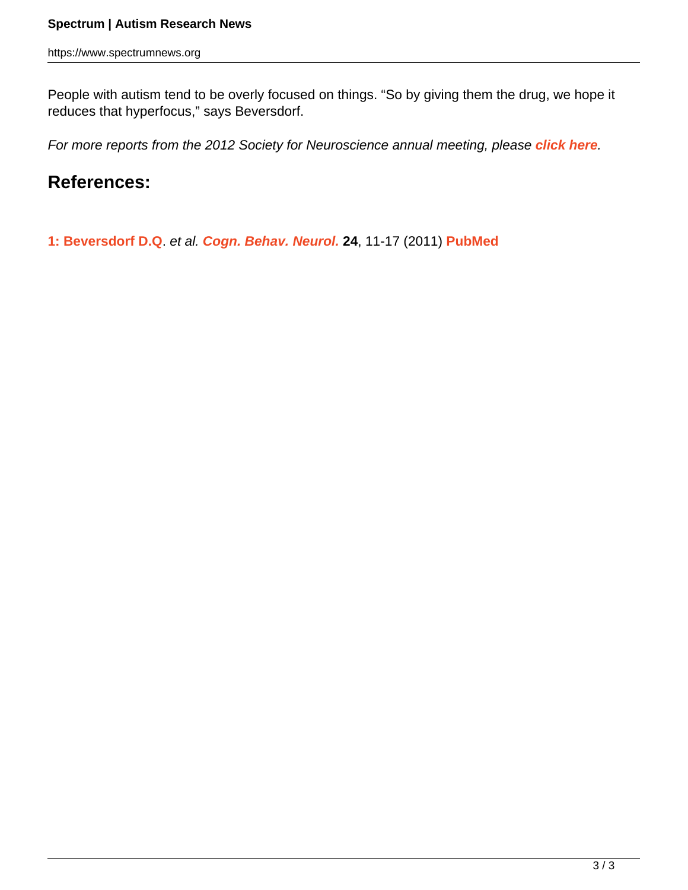People with autism tend to be overly focused on things. “So by giving them the drug, we hope it reduces that hyperfocus,” says Beversdorf.

*For more reports from the 2012 Society for Neuroscience annual meeting, please* ***click here****.*

## References:

**1: Beversdorf D.Q**. *et al.* ***Cogn. Behav. Neurol.*** **24**, 11-17 (2011) **PubMed**